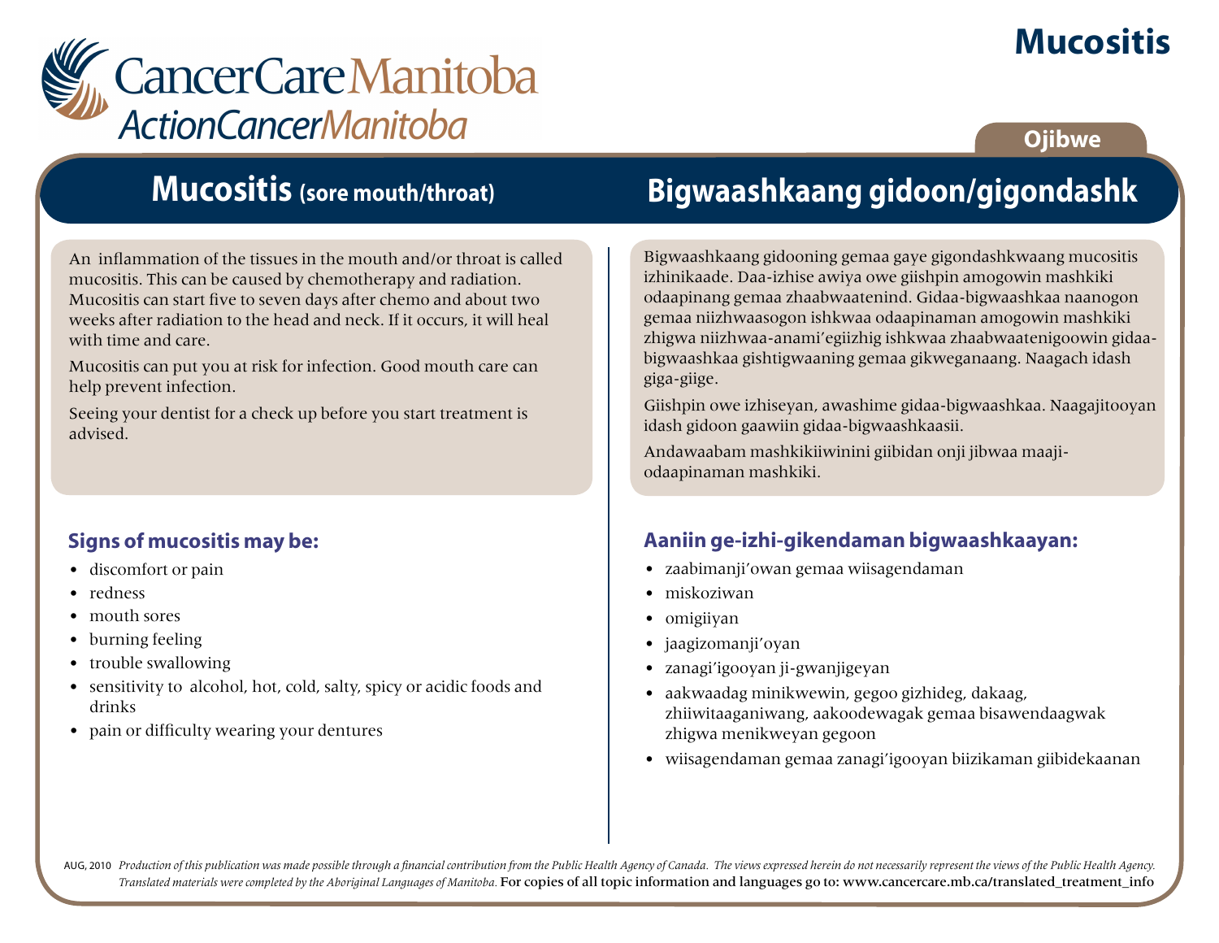# Mucositis

CancerCare Manitoba
ActionCancerManitoba

Ojibwe

## Mucositis (sore mouth/throat)

An inflammation of the tissues in the mouth and/or throat is called mucositis. This can be caused by chemotherapy and radiation. Mucositis can start five to seven days after chemo and about two weeks after radiation to the head and neck. If it occurs, it will heal with time and care.

Mucositis can put you at risk for infection. Good mouth care can help prevent infection.

Seeing your dentist for a check up before you start treatment is advised.

### Signs of mucositis may be:

- discomfort or pain
- redness
- mouth sores
- burning feeling
- trouble swallowing
- sensitivity to alcohol, hot, cold, salty, spicy or acidic foods and drinks
- pain or difficulty wearing your dentures

## Bigwaashkaang gidoon/gigondashk

Bigwaashkaang gidooning gemaa gaye gigondashkwaang mucositis izhinikaade. Daa-izhise awiya owe giishpin amogowin mashkiki odaapinang gemaa zhaabwaatenind. Gidaa-bigwaashkaa naanogon gemaa niizhwaasogon ishkwaa odaapinaman amogowin mashkiki zhigwa niizhwaa-anami’egiizhig ishkwaa zhaabwaatenigoowin gidaa-bigwaashkaa gishtigwaaning gemaa gikweganaang. Naagach idash giga-giige.

Giishpin owe izhiseyan, awashime gidaa-bigwaashkaa. Naagajitooyan idash gidoon gaawiin gidaa-bigwaashkaasii.

Andawaabam mashkikiiwinini giibidan onji jibwaa maaji-odaapinaman mashkiki.

### Aaniin ge-izhi-gikendaman bigwaashkaayan:

- zaabimanji’owan gemaa wiisagendaman
- miskoziwan
- omigiiyan
- jaagizomanji’oyan
- zanagi’igooyan ji-gwanjigeyan
- aakwaadag minikwewin, gegoo gizhideg, dakaag, zhiiwitaaganiwang, aakoodewagak gemaa bisawendaagwak zhigwa menikweyan gegoon
- wiisagendaman gemaa zanagi’igooyan biizikaman giibidekaanan

AUG, 2010 *Production of this publication was made possible through a financial contribution from the Public Health Agency of Canada. The views expressed herein do not necessarily represent the views of the Public Health Agency. Translated materials were completed by the Aboriginal Languages of Manitoba.* For copies of all topic information and languages go to: www.cancercare.mb.ca/translated_treatment_info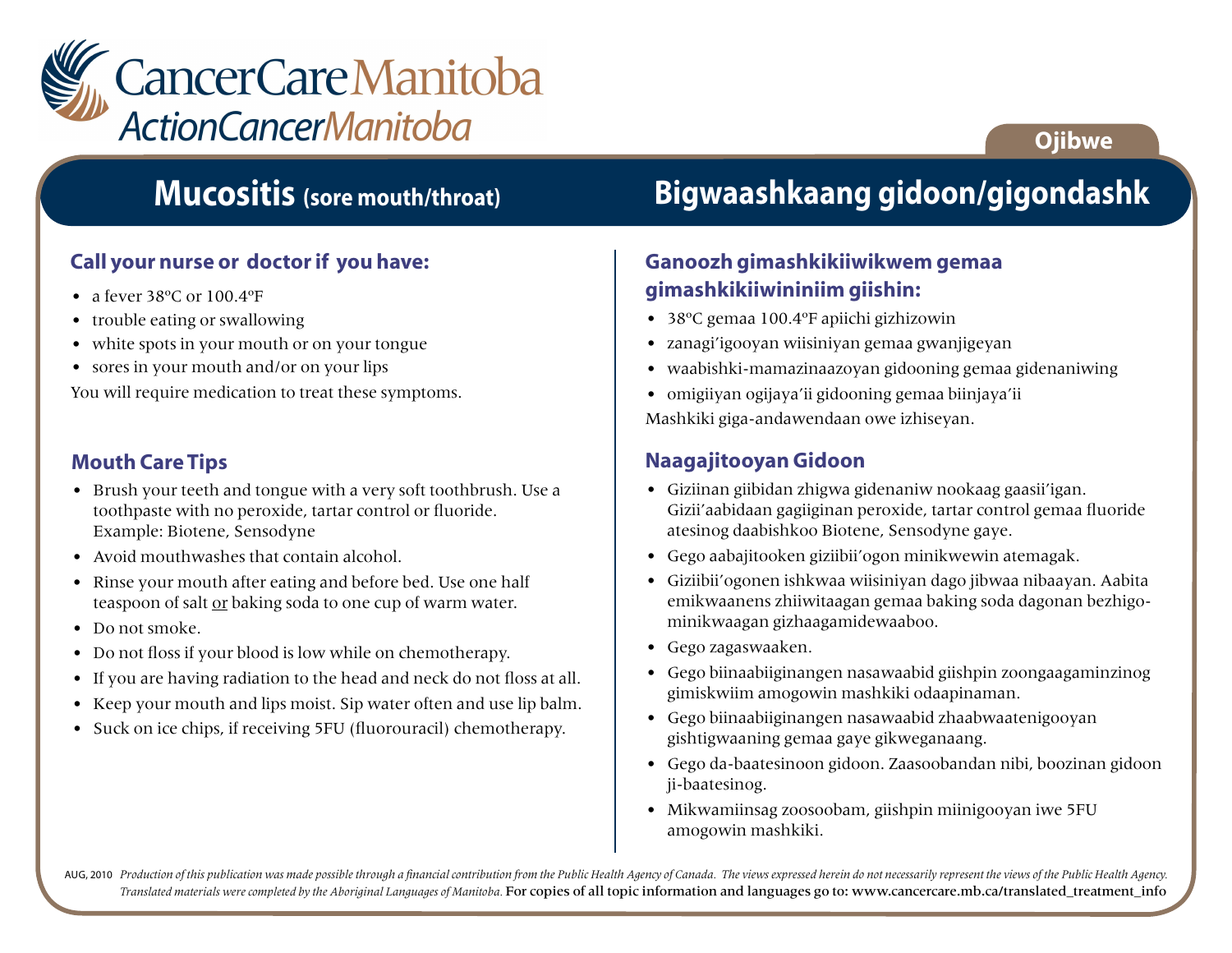CancerCare Manitoba
ActionCancerManitoba

Ojibwe

# Mucositis (sore mouth/throat)

## Call your nurse or doctor if you have:

- a fever 38ºC or 100.4ºF
- trouble eating or swallowing
- white spots in your mouth or on your tongue
- sores in your mouth and/or on your lips

You will require medication to treat these symptoms.

## Mouth Care Tips

- Brush your teeth and tongue with a very soft toothbrush. Use a toothpaste with no peroxide, tartar control or fluoride. Example: Biotene, Sensodyne
- Avoid mouthwashes that contain alcohol.
- Rinse your mouth after eating and before bed. Use one half teaspoon of salt or baking soda to one cup of warm water.
- Do not smoke.
- Do not floss if your blood is low while on chemotherapy.
- If you are having radiation to the head and neck do not floss at all.
- Keep your mouth and lips moist. Sip water often and use lip balm.
- Suck on ice chips, if receiving 5FU (fluorouracil) chemotherapy.

# Bigwaashkaang gidoon/gigondashk

## Ganoozh gimashkikiiwikwem gemaa gimashkikiiwininiim giishin:

- 38ºC gemaa 100.4ºF apiichi gizhizowin
- zanagi'igooyan wiisiniyan gemaa gwanjigeyan
- waabishki-mamazinaazoyan gidooning gemaa gidenaniwing
- omigiiyan ogijaya'ii gidooning gemaa biinjaya'ii

Mashkiki giga-andawendaan owe izhiseyan.

## Naagajitooyan Gidoon

- Giziinan giibidan zhigwa gidenaniw nookaag gaasii'igan. Gizii'aabidaan gagiiginan peroxide, tartar control gemaa fluoride atesinog daabishkoo Biotene, Sensodyne gaye.
- Gego aabajitooken giziibii'ogon minikwewin atemagak.
- Giziibii'ogonen ishkwaa wiisiniyan dago jibwaa nibaayan. Aabita emikwaanens zhiiwitaagan gemaa baking soda dagonan bezhigo-minikwaagan gizhaagamidewaaboo.
- Gego zagaswaaken.
- Gego biinaabiiginangen nasawaabid giishpin zoongaagaminzinog gimiskwiim amogowin mashkiki odaapinaman.
- Gego biinaabiiginangen nasawaabid zhaabwaatenigooyan gishtigwaaning gemaa gaye gikweganaang.
- Gego da-baatesinoon gidoon. Zaasoobandan nibi, boozinan gidoon ji-baatesinog.
- Mikwamiinsag zoosoobam, giishpin miinigooyan iwe 5FU amogowin mashkiki.

AUG, 2010 *Production of this publication was made possible through a financial contribution from the Public Health Agency of Canada. The views expressed herein do not necessarily represent the views of the Public Health Agency. Translated materials were completed by the Aboriginal Languages of Manitoba.* For copies of all topic information and languages go to: www.cancercare.mb.ca/translated_treatment_info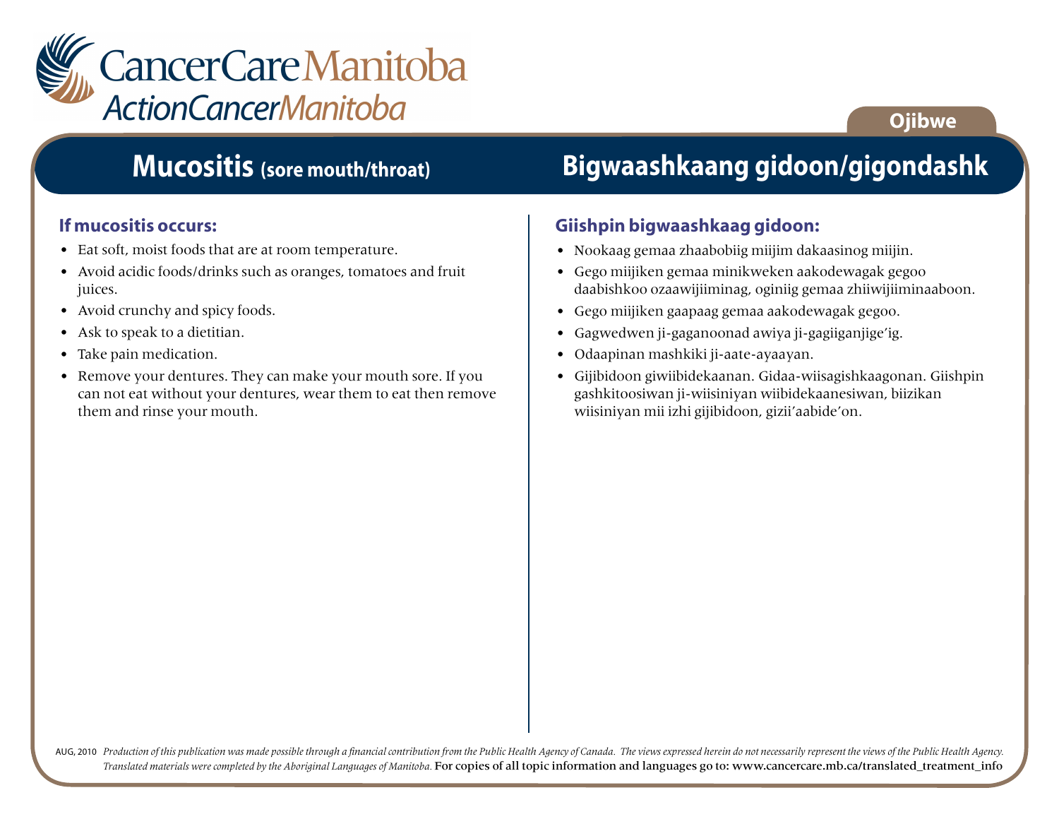CancerCare Manitoba
ActionCancerManitoba

Ojibwe

## Mucositis (sore mouth/throat)

### If mucositis occurs:

- Eat soft, moist foods that are at room temperature.
- Avoid acidic foods/drinks such as oranges, tomatoes and fruit juices.
- Avoid crunchy and spicy foods.
- Ask to speak to a dietitian.
- Take pain medication.
- Remove your dentures. They can make your mouth sore. If you can not eat without your dentures, wear them to eat then remove them and rinse your mouth.

## Bigwaashkaang gidoon/gigondashk

### Giishpin bigwaashkaag gidoon:

- Nookaag gemaa zhaabobiig miijim dakaasinog miijin.
- Gego miijiken gemaa minikweken aakodewagak gegoo daabishkoo ozaawijiiminag, oginiig gemaa zhiiwijiiminaaboon.
- Gego miijiken gaapaag gemaa aakodewagak gegoo.
- Gagwedwen ji-gaganoonad awiya ji-gagiiganjige'ig.
- Odaapinan mashkiki ji-aate-ayaayan.
- Gijibidoon giwiibidekaanan. Gidaa-wiisagishkaagonan. Giishpin gashkitoosiwan ji-wiisiniyan wiibidekaanesiwan, biizikan wiisiniyan mii izhi gijibidoon, gizii'aabide'on.

AUG, 2010 *Production of this publication was made possible through a financial contribution from the Public Health Agency of Canada. The views expressed herein do not necessarily represent the views of the Public Health Agency. Translated materials were completed by the Aboriginal Languages of Manitoba.* For copies of all topic information and languages go to: www.cancercare.mb.ca/translated_treatment_info